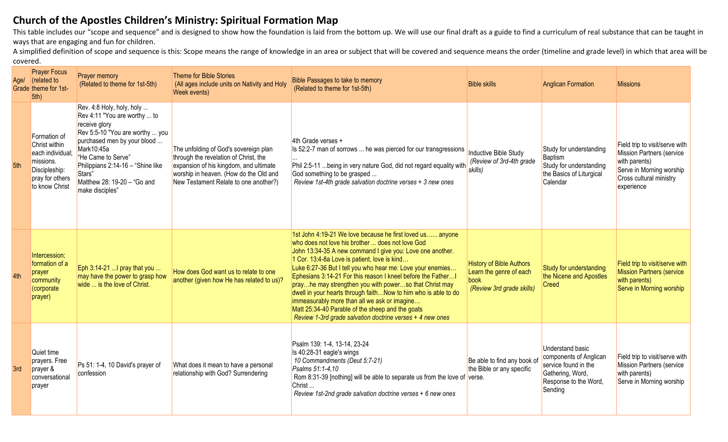# Church of the Apostles Children's Ministry: Spiritual Formation Map

This table includes our "scope and sequence" and is designed to show how the foundation is laid from the bottom up. We will use our final draft as a guide to find a curriculum of real substance that can be taught in ways that are engaging and fun for children.

A simplified definition of scope and sequence is this: Scope means the range of knowledge in an area or subject that will be covered and sequence means the order (timeline and grade level) in which that area will be covered.

| Age/ Grade | Prayer Focus (related to theme for 1st-5th) | Prayer memory (Related to theme for 1st-5th) | Theme for Bible Stories (All ages include units on Nativity and Holy Week events) | Bible Passages to take to memory (Related to theme for 1st-5th) | Bible skills | Anglican Formation | Missions |
|---|---|---|---|---|---|---|---|
| 5th | Formation of Christ within each individual; missions. Discipleship: pray for others to know Christ | Rev. 4:8 Holy, holy, holy ...<br>Rev 4:11 "You are worthy ... to receive glory<br>Rev 5:5-10 "You are worthy ... you purchased men by your blood ...<br>Mark10:45a<br>"He Came to Serve"<br>Philippians 2:14-16 – "Shine like Stars"<br>Matthew 28: 19-20 – "Go and make disciples" | The unfolding of God's sovereign plan through the revelation of Christ, the expansion of his kingdom, and ultimate worship in heaven. (How do the Old and New Testament Relate to one another?) | 4th Grade verses +<br>Is 52:2-7 man of sorrows ... he was pierced for our transgressions ...<br>Phil 2:5-11 ...being in very nature God, did not regard equality with God something to be grasped ...<br>*Review 1st-4th grade salvation doctrine verses + 3 new ones* | Inductive Bible Study<br>*(Review of 3rd-4th grade skills)* | Study for understanding Baptism<br>Study for understanding the Basics of Liturgical Calendar | Field trip to visit/serve with Mission Partners (service with parents)<br>Serve in Morning worship<br>Cross cultural ministry experience |
| 4th | Intercession; formation of a prayer community (corporate prayer) | Eph 3:14-21 ...I pray that you ... may have the power to grasp how wide ... is the love of Christ. | How does God want us to relate to one another (given how He has related to us)? | 1st John 4:19-21 We love because he first loved us…... anyone who does not love his brother ... does not love God<br>John 13:34-35 A new command I give you: Love one another.<br>1 Cor. 13:4-8a Love is patient, love is kind…<br>Luke 6:27-36 But I tell you who hear me: Love your enemies…<br>Ephesians 3:14-21 For this reason I kneel before the Father…I pray…he may strengthen you with power…so that Christ may dwell in your hearts through faith…Now to him who is able to do immeasurably more than all we ask or imagine…<br>Matt 25:34-40 Parable of the sheep and the goats<br>*Review 1-3rd grade salvation doctrine verses + 4 new ones* | History of Bible Authors<br>Learn the genre of each book<br>*(Review 3rd grade skills)* | Study for understanding the Nicene and Apostles Creed | Field trip to visit/serve with Mission Partners (service with parents)<br>Serve in Morning worship |
| 3rd | Quiet time prayers. Free prayer & conversational prayer | Ps 51: 1-4, 10 David's prayer of confession | What does it mean to have a personal relationship with God? Surrendering | Psalm 139: 1-4, 13-14, 23-24<br>Is 40:28-31 eagle's wings<br>*10 Commandments (Deut 5:7-21)*<br>*Psalms 51:1-4,10*<br>Rom 8:31-39 [nothing] will be able to separate us from the love of Christ ...<br>*Review 1st-2nd grade salvation doctrine verses + 6 new ones* | Be able to find any book of the Bible or any specific verse. | Understand basic components of Anglican service found in the Gathering, Word, Response to the Word, Sending | Field trip to visit/serve with Mission Partners (service with parents)<br>Serve in Morning worship |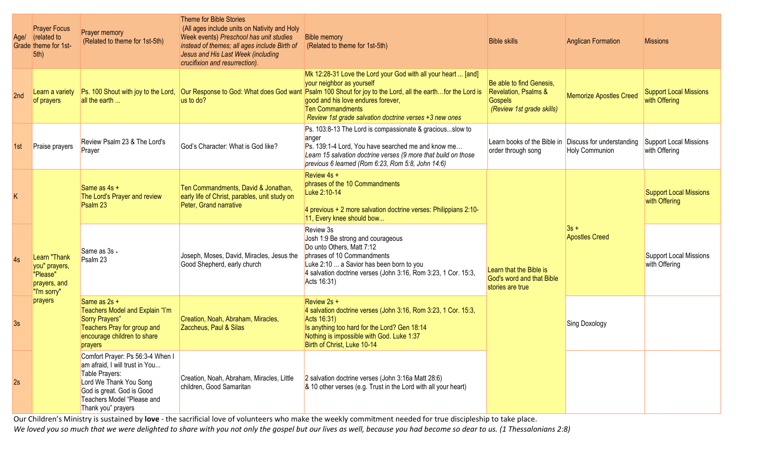| Age/ Grade | Prayer Focus (related to theme for 1st-5th) | Prayer memory (Related to theme for 1st-5th) | Theme for Bible Stories (All ages include units on Nativity and Holy Week events) *Preschool has unit studies instead of themes; all ages include Birth of Jesus and His Last Week (including crucifixion and resurrection).* | Bible memory (Related to theme for 1st-5th) | Bible skills | Anglican Formation | Missions |
|---|---|---|---|---|---|---|---|
| 2nd | Learn a variety of prayers | Ps. 100 Shout with joy to the Lord, all the earth ... | Our Response to God: What does God want us to do? | Mk 12:28-31 Love the Lord your God with all your heart ... [and] your neighbor as yourself<br>Psalm 100 Shout for joy to the Lord, all the earth…for the Lord is good and his love endures forever,<br>Ten Commandments<br>*Review 1st grade salvation doctrine verses +3 new ones* | Be able to find Genesis, Revelation, Psalms & Gospels<br>*(Review 1st grade skills)* | Memorize Apostles Creed | Support Local Missions with Offering |
| 1st | Praise prayers | Review Psalm 23 & The Lord's Prayer | God's Character: What is God like? | Ps. 103:8-13 The Lord is compassionate & gracious...slow to anger<br>Ps. 139:1-4 Lord, You have searched me and know me…<br>*Learn 15 salvation doctrine verses (9 more that build on those previous 6 learned (Rom 6:23, Rom 5:8, John 14:6)* | Learn books of the Bible in order through song | Discuss for understanding Holy Communion | Support Local Missions with Offering |
| K | Learn "Thank you" prayers, "Please" prayers, and "I'm sorry" prayers | Same as 4s +<br>The Lord's Prayer and review Psalm 23 | Ten Commandments, David & Jonathan, early life of Christ, parables, unit study on Peter, Grand narrative | Review 4s +<br>phrases of the 10 Commandments<br>Luke 2:10-14<br><br>4 previous + 2 more salvation doctrine verses: Philippians 2:10-11, Every knee should bow... | Learn that the Bible is God's word and that Bible stories are true | 3s +<br>Apostles Creed | Support Local Missions with Offering |
| 4s | | Same as 3s +<br>Psalm 23 | Joseph, Moses, David, Miracles, Jesus the Good Shepherd, early church | Review 3s<br>Josh 1:9 Be strong and courageous<br>Do unto Others, Matt 7:12<br>phrases of 10 Commandments<br>Luke 2:10 ... a Savior has been born to you<br>4 salvation doctrine verses (John 3:16, Rom 3:23, 1 Cor. 15:3, Acts 16:31) | | | Support Local Missions with Offering |
| 3s | | Same as 2s +<br>Teachers Model and Explain "I'm Sorry Prayers"<br>Teachers Pray for group and encourage children to share prayers | Creation, Noah, Abraham, Miracles, Zaccheus, Paul & Silas | Review 2s +<br>4 salvation doctrine verses (John 3:16, Rom 3:23, 1 Cor. 15:3, Acts 16:31)<br>Is anything too hard for the Lord? Gen 18:14<br>Nothing is impossible with God. Luke 1:37<br>Birth of Christ, Luke 10-14 | | Sing Doxology | |
| 2s | | Comfort Prayer: Ps 56:3-4 When I am afraid, I will trust in You...<br>Table Prayers:<br>Lord We Thank You Song<br>God is great. God is Good<br>Teachers Model "Please and Thank you" prayers | Creation, Noah, Abraham, Miracles, Little children, Good Samaritan | 2 salvation doctrine verses (John 3:16a Matt 28:6)<br>& 10 other verses (e.g. Trust in the Lord with all your heart) | | | |

Our Children's Ministry is sustained by **love** - the sacrificial love of volunteers who make the weekly commitment needed for true discipleship to take place.

*We loved you so much that we were delighted to share with you not only the gospel but our lives as well, because you had become so dear to us. (1 Thessalonians 2:8)*